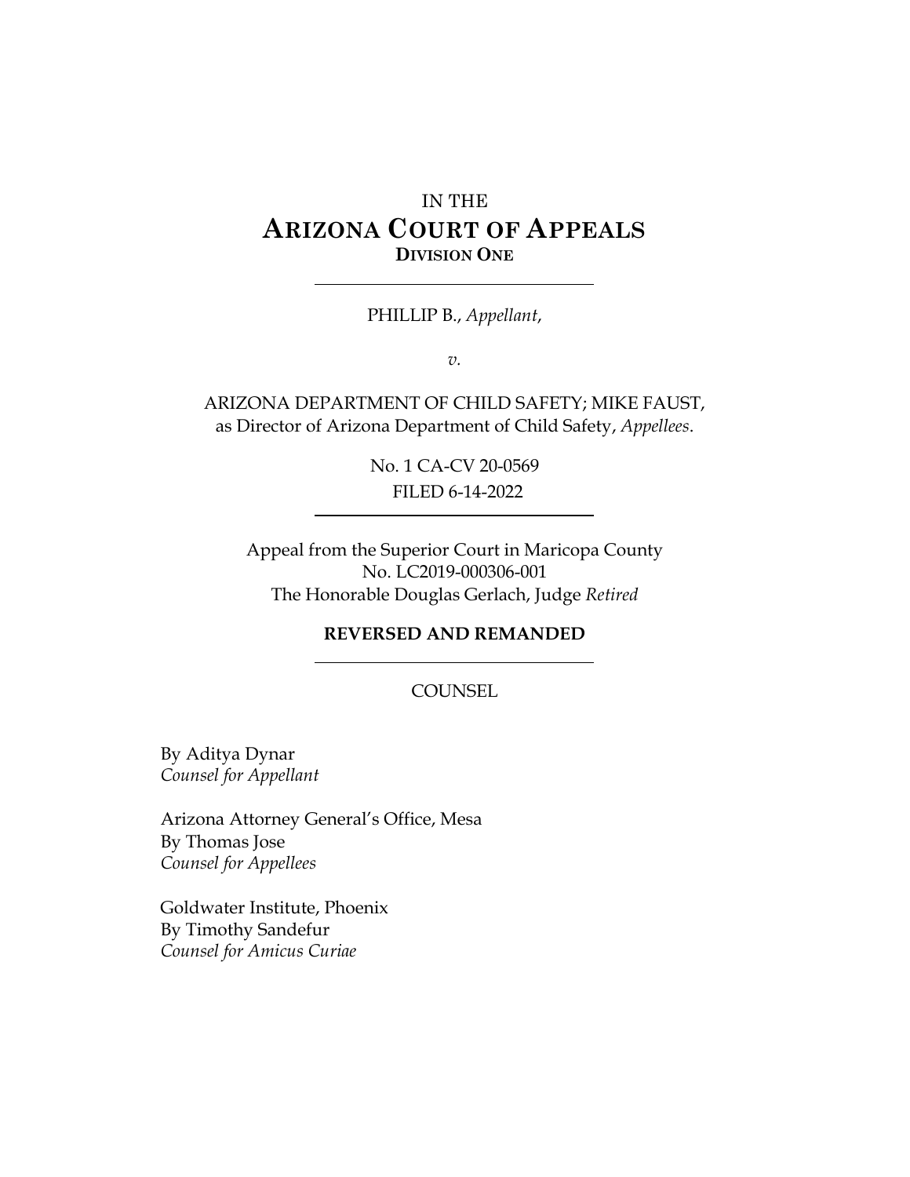IN THE

# ARIZONA COURT OF APPEALS

**DIVISION ONE**

---

PHILLIP B., *Appellant*,

*v.*

ARIZONA DEPARTMENT OF CHILD SAFETY; MIKE FAUST, as Director of Arizona Department of Child Safety, *Appellees*.

No. 1 CA-CV 20-0569
FILED 6-14-2022

---

Appeal from the Superior Court in Maricopa County
No. LC2019-000306-001
The Honorable Douglas Gerlach, Judge *Retired*

**REVERSED AND REMANDED**

---

COUNSEL

By Aditya Dynar
*Counsel for Appellant*

Arizona Attorney General's Office, Mesa
By Thomas Jose
*Counsel for Appellees*

Goldwater Institute, Phoenix
By Timothy Sandefur
*Counsel for Amicus Curiae*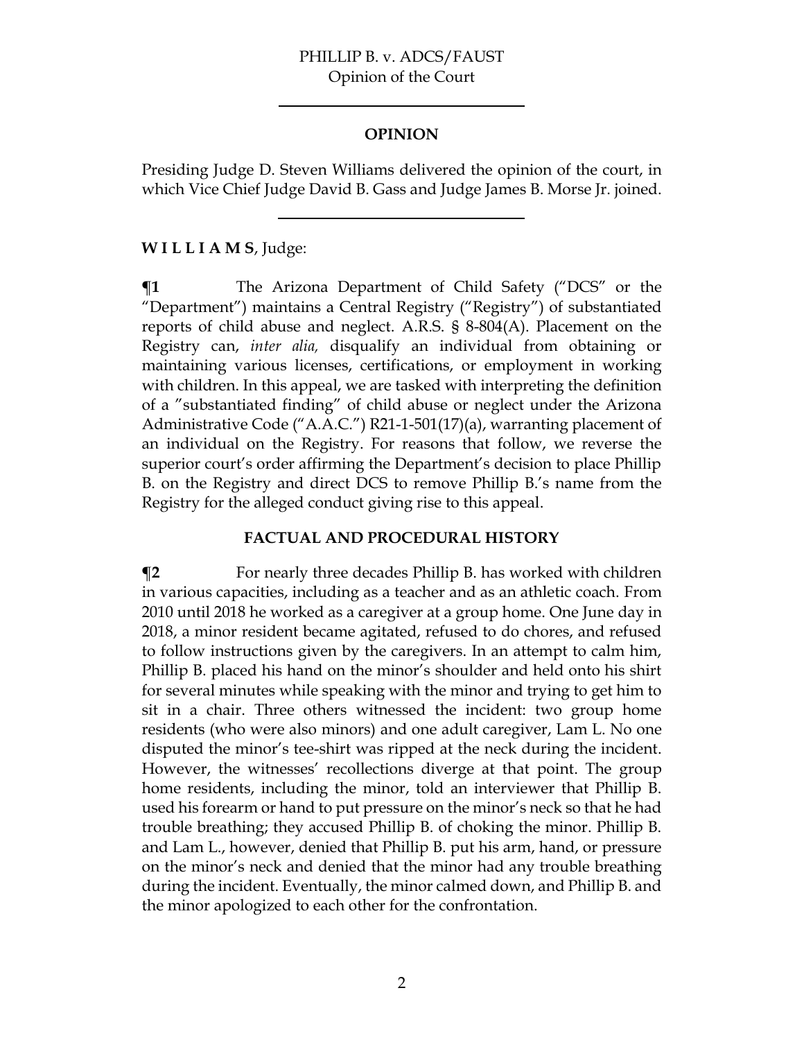## OPINION

Presiding Judge D. Steven Williams delivered the opinion of the court, in which Vice Chief Judge David B. Gass and Judge James B. Morse Jr. joined.

---

**W I L L I A M S**, Judge:

**¶1** The Arizona Department of Child Safety ("DCS" or the "Department") maintains a Central Registry ("Registry") of substantiated reports of child abuse and neglect. A.R.S. § 8-804(A). Placement on the Registry can, *inter alia,* disqualify an individual from obtaining or maintaining various licenses, certifications, or employment in working with children. In this appeal, we are tasked with interpreting the definition of a "substantiated finding" of child abuse or neglect under the Arizona Administrative Code ("A.A.C.") R21-1-501(17)(a), warranting placement of an individual on the Registry. For reasons that follow, we reverse the superior court's order affirming the Department's decision to place Phillip B. on the Registry and direct DCS to remove Phillip B.'s name from the Registry for the alleged conduct giving rise to this appeal.

### FACTUAL AND PROCEDURAL HISTORY

**¶2** For nearly three decades Phillip B. has worked with children in various capacities, including as a teacher and as an athletic coach. From 2010 until 2018 he worked as a caregiver at a group home. One June day in 2018, a minor resident became agitated, refused to do chores, and refused to follow instructions given by the caregivers. In an attempt to calm him, Phillip B. placed his hand on the minor's shoulder and held onto his shirt for several minutes while speaking with the minor and trying to get him to sit in a chair. Three others witnessed the incident: two group home residents (who were also minors) and one adult caregiver, Lam L. No one disputed the minor's tee-shirt was ripped at the neck during the incident. However, the witnesses' recollections diverge at that point. The group home residents, including the minor, told an interviewer that Phillip B. used his forearm or hand to put pressure on the minor's neck so that he had trouble breathing; they accused Phillip B. of choking the minor. Phillip B. and Lam L., however, denied that Phillip B. put his arm, hand, or pressure on the minor's neck and denied that the minor had any trouble breathing during the incident. Eventually, the minor calmed down, and Phillip B. and the minor apologized to each other for the confrontation.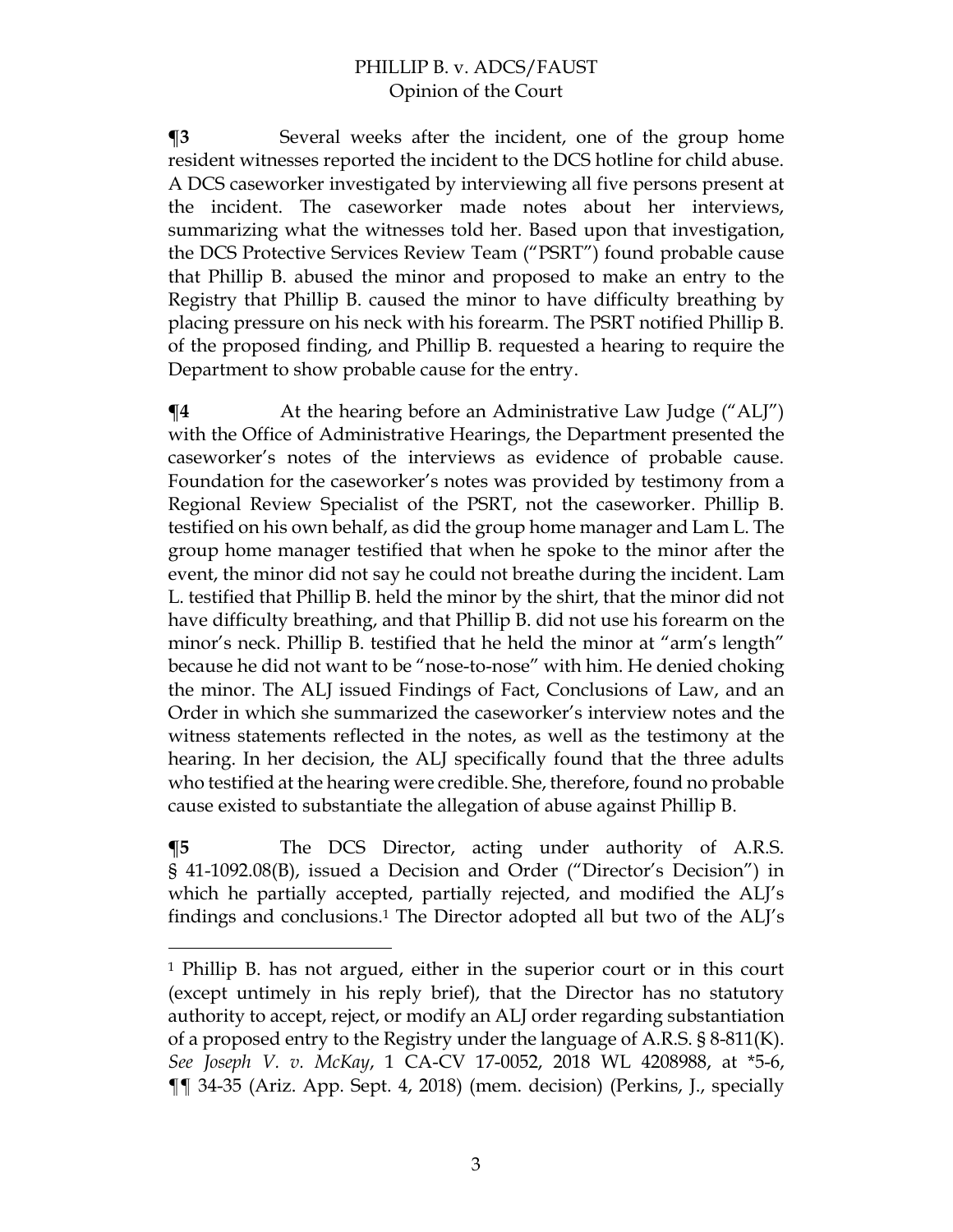**¶3** Several weeks after the incident, one of the group home resident witnesses reported the incident to the DCS hotline for child abuse. A DCS caseworker investigated by interviewing all five persons present at the incident. The caseworker made notes about her interviews, summarizing what the witnesses told her. Based upon that investigation, the DCS Protective Services Review Team ("PSRT") found probable cause that Phillip B. abused the minor and proposed to make an entry to the Registry that Phillip B. caused the minor to have difficulty breathing by placing pressure on his neck with his forearm. The PSRT notified Phillip B. of the proposed finding, and Phillip B. requested a hearing to require the Department to show probable cause for the entry.

**¶4** At the hearing before an Administrative Law Judge ("ALJ") with the Office of Administrative Hearings, the Department presented the caseworker's notes of the interviews as evidence of probable cause. Foundation for the caseworker's notes was provided by testimony from a Regional Review Specialist of the PSRT, not the caseworker. Phillip B. testified on his own behalf, as did the group home manager and Lam L. The group home manager testified that when he spoke to the minor after the event, the minor did not say he could not breathe during the incident. Lam L. testified that Phillip B. held the minor by the shirt, that the minor did not have difficulty breathing, and that Phillip B. did not use his forearm on the minor's neck. Phillip B. testified that he held the minor at "arm's length" because he did not want to be "nose-to-nose" with him. He denied choking the minor. The ALJ issued Findings of Fact, Conclusions of Law, and an Order in which she summarized the caseworker's interview notes and the witness statements reflected in the notes, as well as the testimony at the hearing. In her decision, the ALJ specifically found that the three adults who testified at the hearing were credible. She, therefore, found no probable cause existed to substantiate the allegation of abuse against Phillip B.

**¶5** The DCS Director, acting under authority of A.R.S. § 41-1092.08(B), issued a Decision and Order ("Director's Decision") in which he partially accepted, partially rejected, and modified the ALJ's findings and conclusions.[1] The Director adopted all but two of the ALJ's

---

[1] Phillip B. has not argued, either in the superior court or in this court (except untimely in his reply brief), that the Director has no statutory authority to accept, reject, or modify an ALJ order regarding substantiation of a proposed entry to the Registry under the language of A.R.S. § 8-811(K). *See Joseph V. v. McKay*, 1 CA-CV 17-0052, 2018 WL 4208988, at *5-6, ¶¶ 34-35 (Ariz. App. Sept. 4, 2018) (mem. decision) (Perkins, J., specially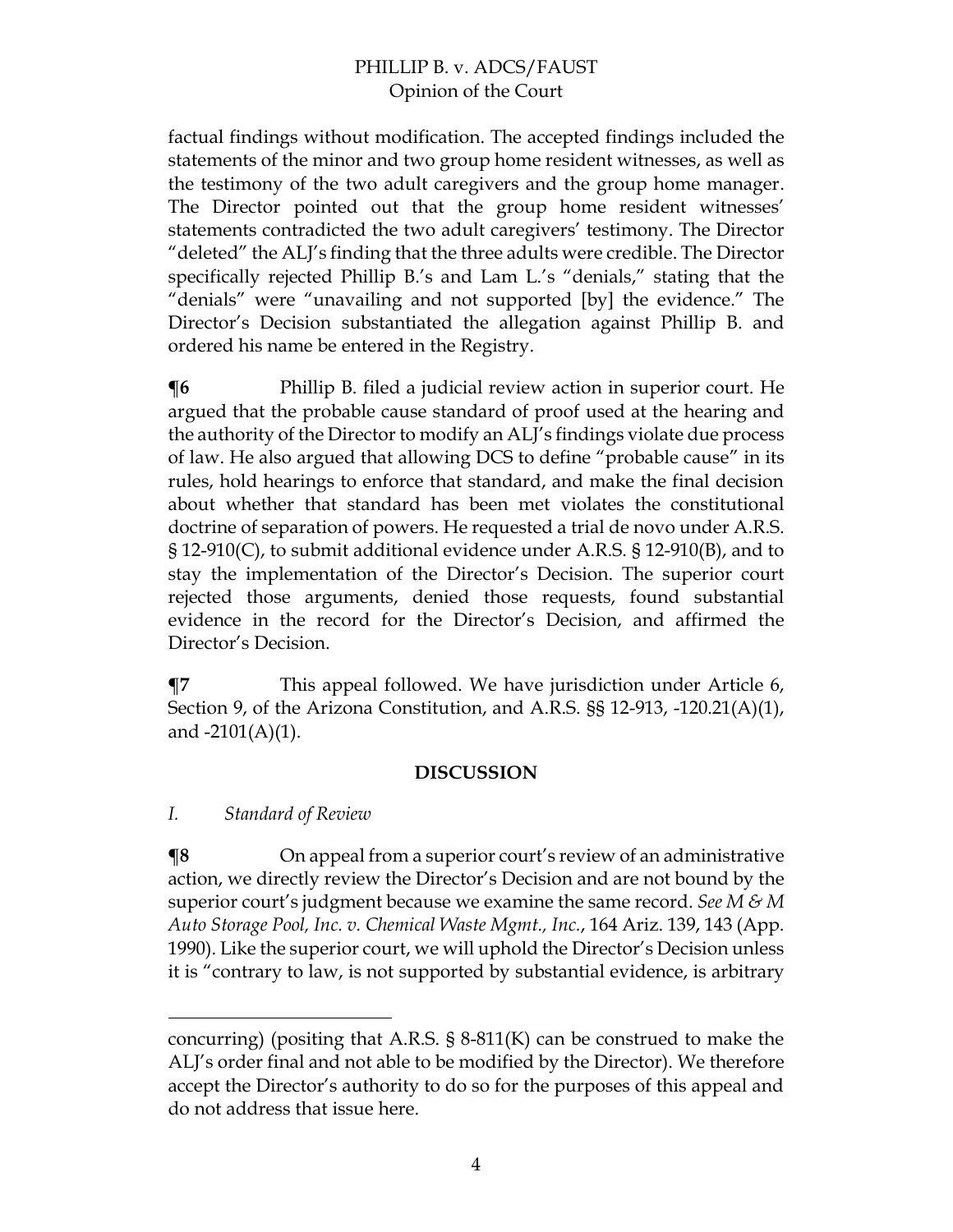factual findings without modification. The accepted findings included the statements of the minor and two group home resident witnesses, as well as the testimony of the two adult caregivers and the group home manager. The Director pointed out that the group home resident witnesses' statements contradicted the two adult caregivers' testimony. The Director "deleted" the ALJ's finding that the three adults were credible. The Director specifically rejected Phillip B.'s and Lam L.'s "denials," stating that the "denials" were "unavailing and not supported [by] the evidence." The Director's Decision substantiated the allegation against Phillip B. and ordered his name be entered in the Registry.

**¶6** Phillip B. filed a judicial review action in superior court. He argued that the probable cause standard of proof used at the hearing and the authority of the Director to modify an ALJ's findings violate due process of law. He also argued that allowing DCS to define "probable cause" in its rules, hold hearings to enforce that standard, and make the final decision about whether that standard has been met violates the constitutional doctrine of separation of powers. He requested a trial de novo under A.R.S. § 12-910(C), to submit additional evidence under A.R.S. § 12-910(B), and to stay the implementation of the Director's Decision. The superior court rejected those arguments, denied those requests, found substantial evidence in the record for the Director's Decision, and affirmed the Director's Decision.

**¶7** This appeal followed. We have jurisdiction under Article 6, Section 9, of the Arizona Constitution, and A.R.S. §§ 12-913, -120.21(A)(1), and -2101(A)(1).

## DISCUSSION

### *I. Standard of Review*

**¶8** On appeal from a superior court's review of an administrative action, we directly review the Director's Decision and are not bound by the superior court's judgment because we examine the same record. *See M & M Auto Storage Pool, Inc. v. Chemical Waste Mgmt., Inc.*, 164 Ariz. 139, 143 (App. 1990). Like the superior court, we will uphold the Director's Decision unless it is "contrary to law, is not supported by substantial evidence, is arbitrary

---

concurring) (positing that A.R.S. § 8-811(K) can be construed to make the ALJ's order final and not able to be modified by the Director). We therefore accept the Director's authority to do so for the purposes of this appeal and do not address that issue here.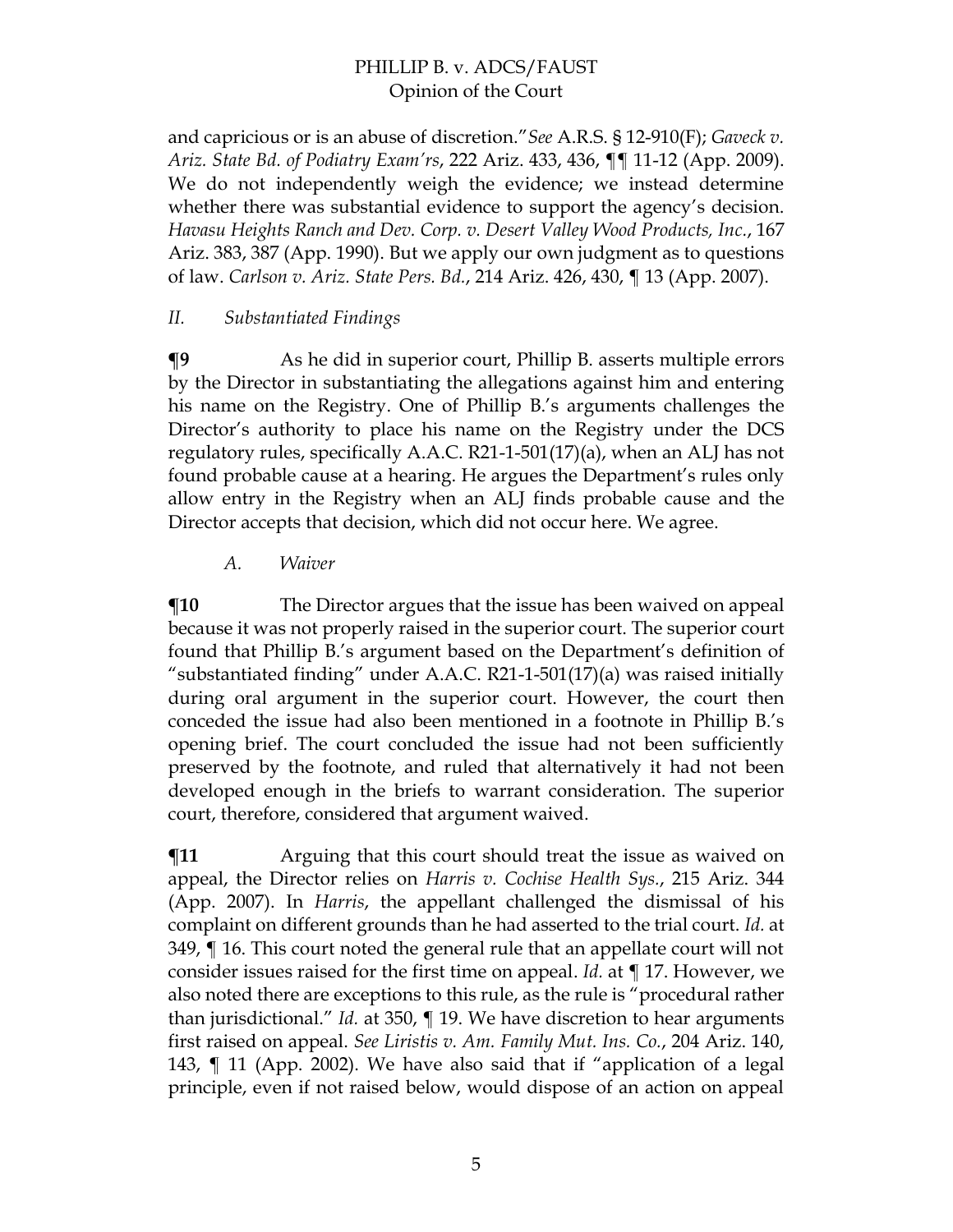and capricious or is an abuse of discretion."*See* A.R.S. § 12-910(F); *Gaveck v. Ariz. State Bd. of Podiatry Exam'rs*, 222 Ariz. 433, 436, ¶¶ 11-12 (App. 2009). We do not independently weigh the evidence; we instead determine whether there was substantial evidence to support the agency's decision. *Havasu Heights Ranch and Dev. Corp. v. Desert Valley Wood Products, Inc.*, 167 Ariz. 383, 387 (App. 1990). But we apply our own judgment as to questions of law. *Carlson v. Ariz. State Pers. Bd.*, 214 Ariz. 426, 430, ¶ 13 (App. 2007).

*II. Substantiated Findings*

**¶9** As he did in superior court, Phillip B. asserts multiple errors by the Director in substantiating the allegations against him and entering his name on the Registry. One of Phillip B.'s arguments challenges the Director's authority to place his name on the Registry under the DCS regulatory rules, specifically A.A.C. R21-1-501(17)(a), when an ALJ has not found probable cause at a hearing. He argues the Department's rules only allow entry in the Registry when an ALJ finds probable cause and the Director accepts that decision, which did not occur here. We agree.

*A. Waiver*

**¶10** The Director argues that the issue has been waived on appeal because it was not properly raised in the superior court. The superior court found that Phillip B.'s argument based on the Department's definition of "substantiated finding" under A.A.C. R21-1-501(17)(a) was raised initially during oral argument in the superior court. However, the court then conceded the issue had also been mentioned in a footnote in Phillip B.'s opening brief. The court concluded the issue had not been sufficiently preserved by the footnote, and ruled that alternatively it had not been developed enough in the briefs to warrant consideration. The superior court, therefore, considered that argument waived.

**¶11** Arguing that this court should treat the issue as waived on appeal, the Director relies on *Harris v. Cochise Health Sys.*, 215 Ariz. 344 (App. 2007). In *Harris*, the appellant challenged the dismissal of his complaint on different grounds than he had asserted to the trial court. *Id.* at 349, ¶ 16. This court noted the general rule that an appellate court will not consider issues raised for the first time on appeal. *Id.* at ¶ 17. However, we also noted there are exceptions to this rule, as the rule is "procedural rather than jurisdictional." *Id.* at 350, ¶ 19. We have discretion to hear arguments first raised on appeal. *See Liristis v. Am. Family Mut. Ins. Co.*, 204 Ariz. 140, 143, ¶ 11 (App. 2002). We have also said that if "application of a legal principle, even if not raised below, would dispose of an action on appeal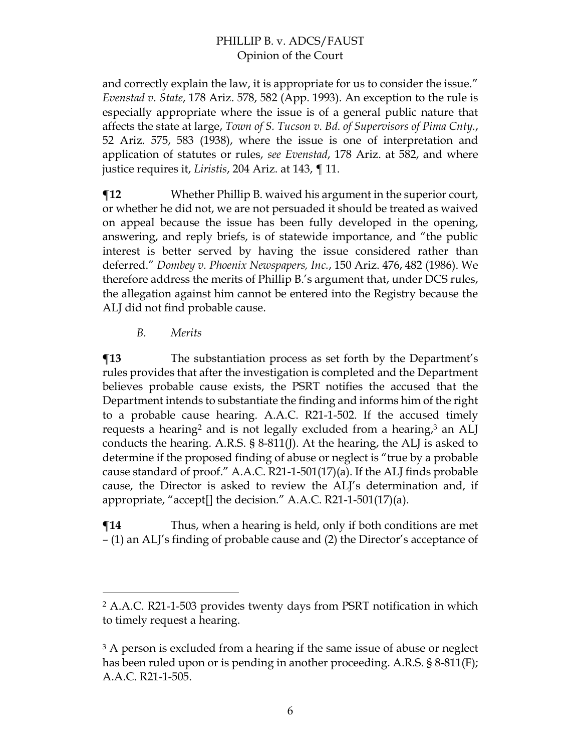and correctly explain the law, it is appropriate for us to consider the issue." *Evenstad v. State*, 178 Ariz. 578, 582 (App. 1993). An exception to the rule is especially appropriate where the issue is of a general public nature that affects the state at large, *Town of S. Tucson v. Bd. of Supervisors of Pima Cnty.*, 52 Ariz. 575, 583 (1938), where the issue is one of interpretation and application of statutes or rules, *see Evenstad*, 178 Ariz. at 582, and where justice requires it, *Liristis*, 204 Ariz. at 143, ¶ 11.

**¶12** Whether Phillip B. waived his argument in the superior court, or whether he did not, we are not persuaded it should be treated as waived on appeal because the issue has been fully developed in the opening, answering, and reply briefs, is of statewide importance, and "the public interest is better served by having the issue considered rather than deferred." *Dombey v. Phoenix Newspapers, Inc.*, 150 Ariz. 476, 482 (1986). We therefore address the merits of Phillip B.'s argument that, under DCS rules, the allegation against him cannot be entered into the Registry because the ALJ did not find probable cause.

### *B. Merits*

**¶13** The substantiation process as set forth by the Department's rules provides that after the investigation is completed and the Department believes probable cause exists, the PSRT notifies the accused that the Department intends to substantiate the finding and informs him of the right to a probable cause hearing. A.A.C. R21-1-502. If the accused timely requests a hearing[2] and is not legally excluded from a hearing,[3] an ALJ conducts the hearing. A.R.S. § 8-811(J). At the hearing, the ALJ is asked to determine if the proposed finding of abuse or neglect is "true by a probable cause standard of proof." A.A.C. R21-1-501(17)(a). If the ALJ finds probable cause, the Director is asked to review the ALJ's determination and, if appropriate, "accept[] the decision." A.A.C. R21-1-501(17)(a).

**¶14** Thus, when a hearing is held, only if both conditions are met – (1) an ALJ's finding of probable cause and (2) the Director's acceptance of

---

[2] A.A.C. R21-1-503 provides twenty days from PSRT notification in which to timely request a hearing.

[3] A person is excluded from a hearing if the same issue of abuse or neglect has been ruled upon or is pending in another proceeding. A.R.S. § 8-811(F); A.A.C. R21-1-505.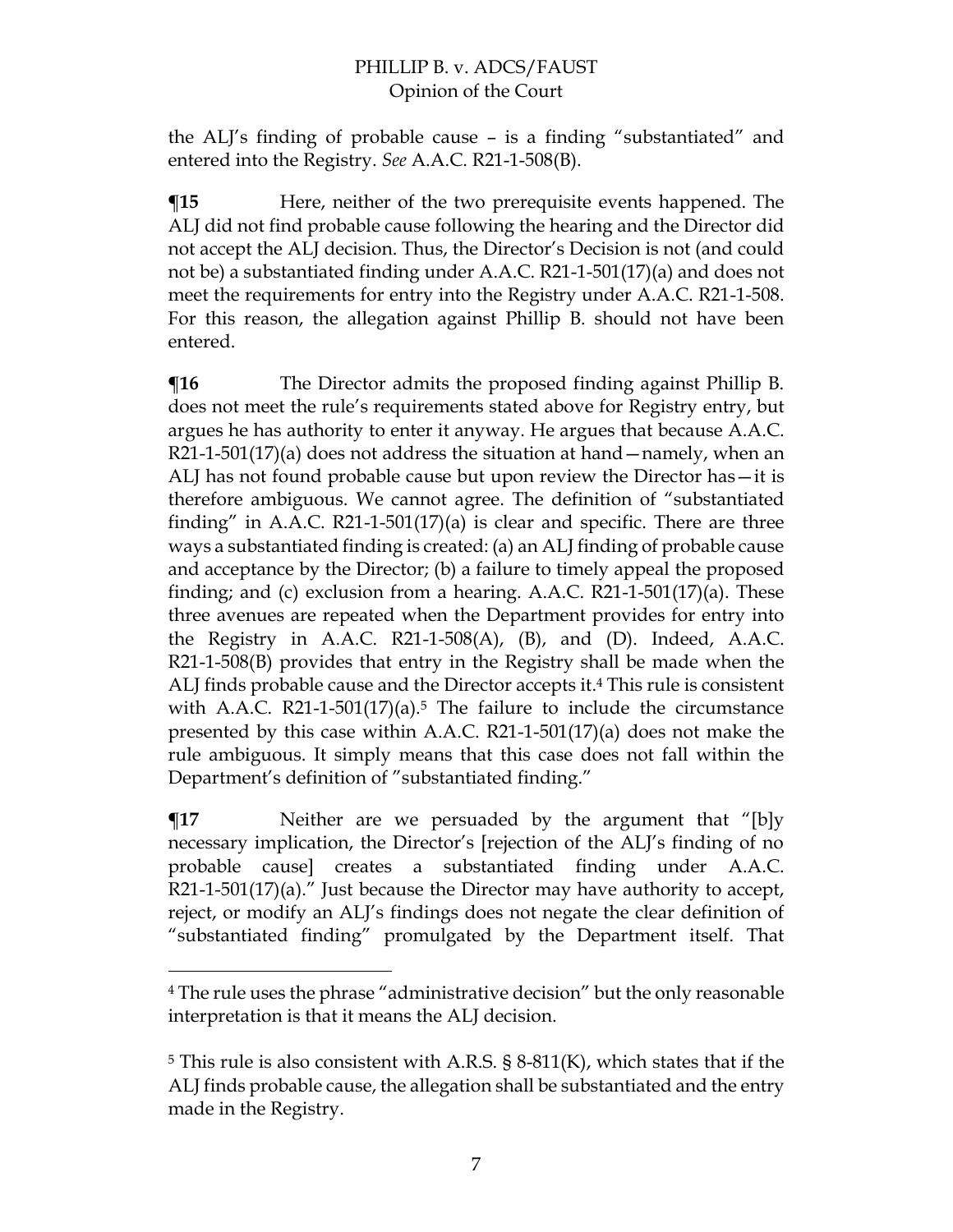the ALJ's finding of probable cause – is a finding "substantiated" and entered into the Registry. *See* A.A.C. R21-1-508(B).

**¶15** Here, neither of the two prerequisite events happened. The ALJ did not find probable cause following the hearing and the Director did not accept the ALJ decision. Thus, the Director's Decision is not (and could not be) a substantiated finding under A.A.C. R21-1-501(17)(a) and does not meet the requirements for entry into the Registry under A.A.C. R21-1-508. For this reason, the allegation against Phillip B. should not have been entered.

**¶16** The Director admits the proposed finding against Phillip B. does not meet the rule's requirements stated above for Registry entry, but argues he has authority to enter it anyway. He argues that because A.A.C. R21-1-501(17)(a) does not address the situation at hand—namely, when an ALJ has not found probable cause but upon review the Director has—it is therefore ambiguous. We cannot agree. The definition of "substantiated finding" in A.A.C. R21-1-501(17)(a) is clear and specific. There are three ways a substantiated finding is created: (a) an ALJ finding of probable cause and acceptance by the Director; (b) a failure to timely appeal the proposed finding; and (c) exclusion from a hearing. A.A.C. R21-1-501(17)(a). These three avenues are repeated when the Department provides for entry into the Registry in A.A.C. R21-1-508(A), (B), and (D). Indeed, A.A.C. R21-1-508(B) provides that entry in the Registry shall be made when the ALJ finds probable cause and the Director accepts it.[4] This rule is consistent with A.A.C. R21-1-501(17)(a).[5] The failure to include the circumstance presented by this case within A.A.C. R21-1-501(17)(a) does not make the rule ambiguous. It simply means that this case does not fall within the Department's definition of "substantiated finding."

**¶17** Neither are we persuaded by the argument that "[b]y necessary implication, the Director's [rejection of the ALJ's finding of no probable cause] creates a substantiated finding under A.A.C. R21-1-501(17)(a)." Just because the Director may have authority to accept, reject, or modify an ALJ's findings does not negate the clear definition of "substantiated finding" promulgated by the Department itself. That

---

[4] The rule uses the phrase "administrative decision" but the only reasonable interpretation is that it means the ALJ decision.

[5] This rule is also consistent with A.R.S. § 8-811(K), which states that if the ALJ finds probable cause, the allegation shall be substantiated and the entry made in the Registry.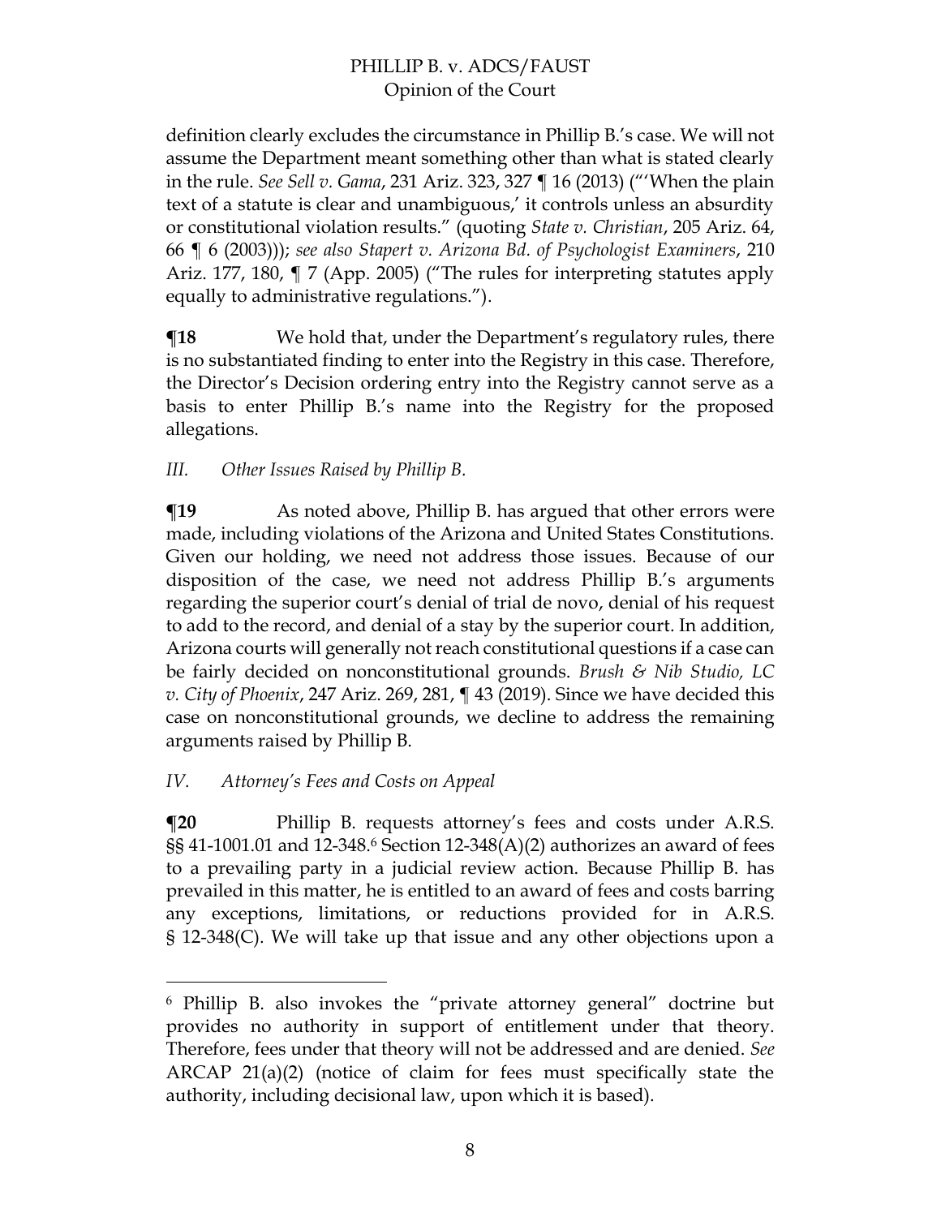definition clearly excludes the circumstance in Phillip B.'s case. We will not assume the Department meant something other than what is stated clearly in the rule. *See Sell v. Gama*, 231 Ariz. 323, 327 ¶ 16 (2013) ("'When the plain text of a statute is clear and unambiguous,' it controls unless an absurdity or constitutional violation results." (quoting *State v. Christian*, 205 Ariz. 64, 66 ¶ 6 (2003))); *see also Stapert v. Arizona Bd. of Psychologist Examiners*, 210 Ariz. 177, 180, ¶ 7 (App. 2005) ("The rules for interpreting statutes apply equally to administrative regulations.").

**¶18** We hold that, under the Department's regulatory rules, there is no substantiated finding to enter into the Registry in this case. Therefore, the Director's Decision ordering entry into the Registry cannot serve as a basis to enter Phillip B.'s name into the Registry for the proposed allegations.

### *III. Other Issues Raised by Phillip B.*

**¶19** As noted above, Phillip B. has argued that other errors were made, including violations of the Arizona and United States Constitutions. Given our holding, we need not address those issues. Because of our disposition of the case, we need not address Phillip B.'s arguments regarding the superior court's denial of trial de novo, denial of his request to add to the record, and denial of a stay by the superior court. In addition, Arizona courts will generally not reach constitutional questions if a case can be fairly decided on nonconstitutional grounds. *Brush & Nib Studio, LC v. City of Phoenix*, 247 Ariz. 269, 281, ¶ 43 (2019). Since we have decided this case on nonconstitutional grounds, we decline to address the remaining arguments raised by Phillip B.

### *IV. Attorney's Fees and Costs on Appeal*

**¶20** Phillip B. requests attorney's fees and costs under A.R.S. §§ 41-1001.01 and 12-348.[6] Section 12-348(A)(2) authorizes an award of fees to a prevailing party in a judicial review action. Because Phillip B. has prevailed in this matter, he is entitled to an award of fees and costs barring any exceptions, limitations, or reductions provided for in A.R.S. § 12-348(C). We will take up that issue and any other objections upon a

---

[6] Phillip B. also invokes the "private attorney general" doctrine but provides no authority in support of entitlement under that theory. Therefore, fees under that theory will not be addressed and are denied. *See* ARCAP 21(a)(2) (notice of claim for fees must specifically state the authority, including decisional law, upon which it is based).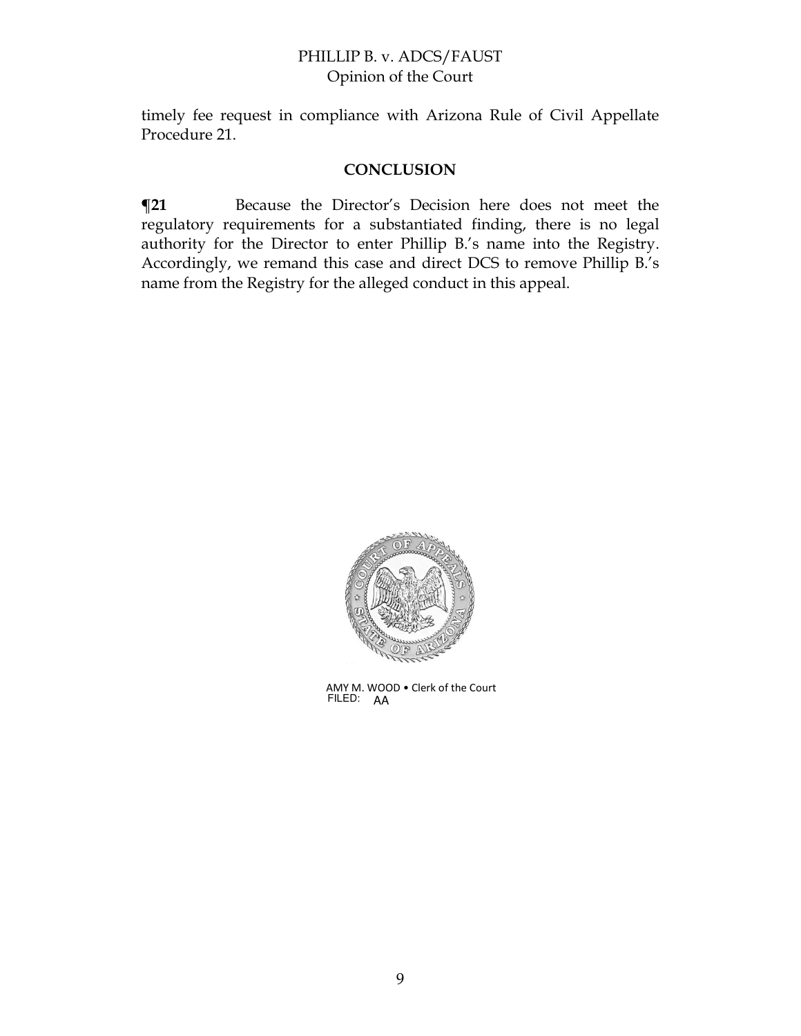timely fee request in compliance with Arizona Rule of Civil Appellate Procedure 21.

## CONCLUSION

**¶21** Because the Director's Decision here does not meet the regulatory requirements for a substantiated finding, there is no legal authority for the Director to enter Phillip B.'s name into the Registry. Accordingly, we remand this case and direct DCS to remove Phillip B.'s name from the Registry for the alleged conduct in this appeal.

AMY M. WOOD • Clerk of the Court
FILED: AA